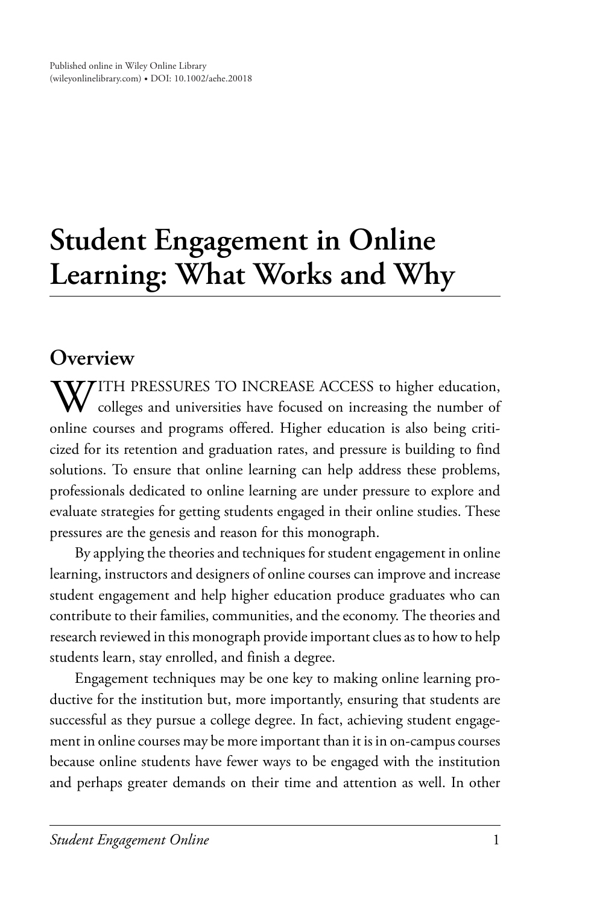Published online in Wiley Online Library
(wileyonlinelibrary.com) • DOI: 10.1002/aehe.20018

# Student Engagement in Online Learning: What Works and Why

## Overview

WITH PRESSURES TO INCREASE ACCESS to higher education, colleges and universities have focused on increasing the number of online courses and programs offered. Higher education is also being criticized for its retention and graduation rates, and pressure is building to find solutions. To ensure that online learning can help address these problems, professionals dedicated to online learning are under pressure to explore and evaluate strategies for getting students engaged in their online studies. These pressures are the genesis and reason for this monograph.

By applying the theories and techniques for student engagement in online learning, instructors and designers of online courses can improve and increase student engagement and help higher education produce graduates who can contribute to their families, communities, and the economy. The theories and research reviewed in this monograph provide important clues as to how to help students learn, stay enrolled, and finish a degree.

Engagement techniques may be one key to making online learning productive for the institution but, more importantly, ensuring that students are successful as they pursue a college degree. In fact, achieving student engagement in online courses may be more important than it is in on-campus courses because online students have fewer ways to be engaged with the institution and perhaps greater demands on their time and attention as well. In other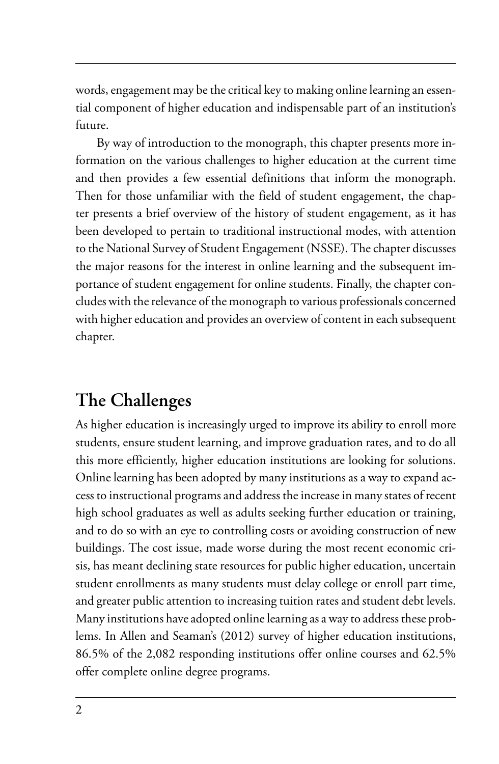words, engagement may be the critical key to making online learning an essential component of higher education and indispensable part of an institution's future.

By way of introduction to the monograph, this chapter presents more information on the various challenges to higher education at the current time and then provides a few essential definitions that inform the monograph. Then for those unfamiliar with the field of student engagement, the chapter presents a brief overview of the history of student engagement, as it has been developed to pertain to traditional instructional modes, with attention to the National Survey of Student Engagement (NSSE). The chapter discusses the major reasons for the interest in online learning and the subsequent importance of student engagement for online students. Finally, the chapter concludes with the relevance of the monograph to various professionals concerned with higher education and provides an overview of content in each subsequent chapter.

## The Challenges

As higher education is increasingly urged to improve its ability to enroll more students, ensure student learning, and improve graduation rates, and to do all this more efficiently, higher education institutions are looking for solutions. Online learning has been adopted by many institutions as a way to expand access to instructional programs and address the increase in many states of recent high school graduates as well as adults seeking further education or training, and to do so with an eye to controlling costs or avoiding construction of new buildings. The cost issue, made worse during the most recent economic crisis, has meant declining state resources for public higher education, uncertain student enrollments as many students must delay college or enroll part time, and greater public attention to increasing tuition rates and student debt levels. Many institutions have adopted online learning as a way to address these problems. In Allen and Seaman's (2012) survey of higher education institutions, 86.5% of the 2,082 responding institutions offer online courses and 62.5% offer complete online degree programs.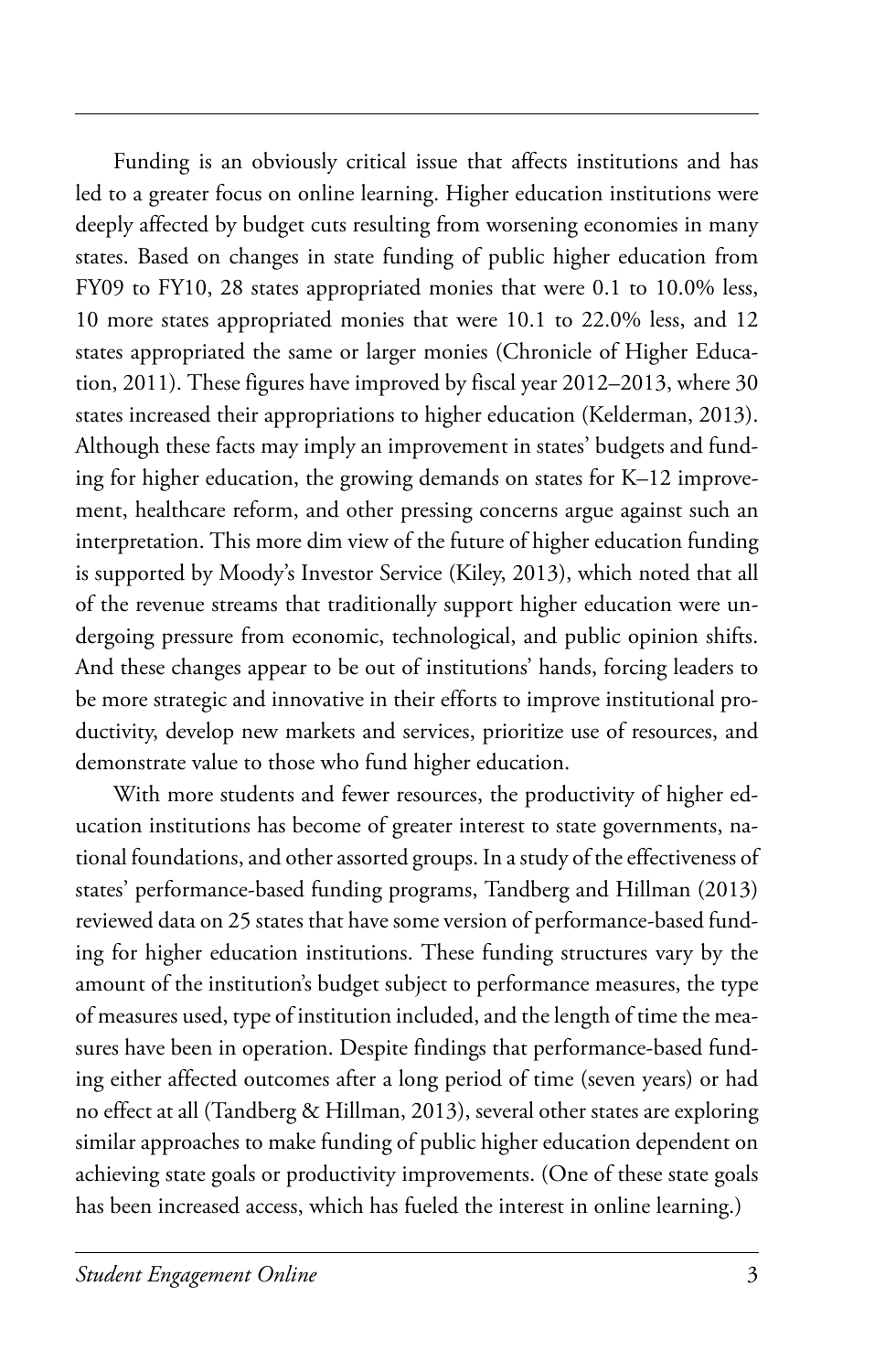Funding is an obviously critical issue that affects institutions and has led to a greater focus on online learning. Higher education institutions were deeply affected by budget cuts resulting from worsening economies in many states. Based on changes in state funding of public higher education from FY09 to FY10, 28 states appropriated monies that were 0.1 to 10.0% less, 10 more states appropriated monies that were 10.1 to 22.0% less, and 12 states appropriated the same or larger monies (Chronicle of Higher Education, 2011). These figures have improved by fiscal year 2012–2013, where 30 states increased their appropriations to higher education (Kelderman, 2013). Although these facts may imply an improvement in states' budgets and funding for higher education, the growing demands on states for K–12 improvement, healthcare reform, and other pressing concerns argue against such an interpretation. This more dim view of the future of higher education funding is supported by Moody's Investor Service (Kiley, 2013), which noted that all of the revenue streams that traditionally support higher education were undergoing pressure from economic, technological, and public opinion shifts. And these changes appear to be out of institutions' hands, forcing leaders to be more strategic and innovative in their efforts to improve institutional productivity, develop new markets and services, prioritize use of resources, and demonstrate value to those who fund higher education.

With more students and fewer resources, the productivity of higher education institutions has become of greater interest to state governments, national foundations, and other assorted groups. In a study of the effectiveness of states' performance-based funding programs, Tandberg and Hillman (2013) reviewed data on 25 states that have some version of performance-based funding for higher education institutions. These funding structures vary by the amount of the institution's budget subject to performance measures, the type of measures used, type of institution included, and the length of time the measures have been in operation. Despite findings that performance-based funding either affected outcomes after a long period of time (seven years) or had no effect at all (Tandberg & Hillman, 2013), several other states are exploring similar approaches to make funding of public higher education dependent on achieving state goals or productivity improvements. (One of these state goals has been increased access, which has fueled the interest in online learning.)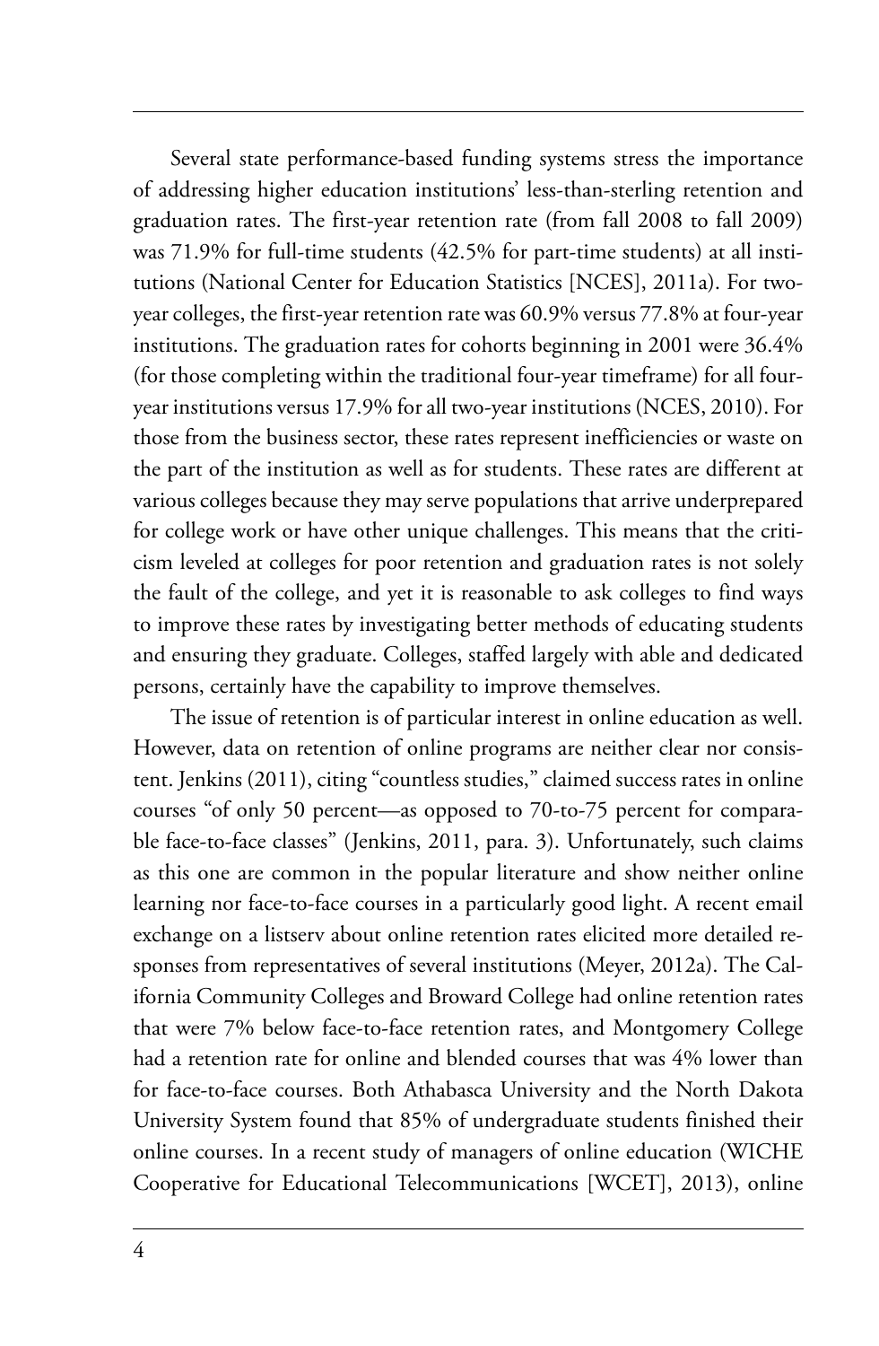Several state performance-based funding systems stress the importance of addressing higher education institutions' less-than-sterling retention and graduation rates. The first-year retention rate (from fall 2008 to fall 2009) was 71.9% for full-time students (42.5% for part-time students) at all institutions (National Center for Education Statistics [NCES], 2011a). For two-year colleges, the first-year retention rate was 60.9% versus 77.8% at four-year institutions. The graduation rates for cohorts beginning in 2001 were 36.4% (for those completing within the traditional four-year timeframe) for all four-year institutions versus 17.9% for all two-year institutions (NCES, 2010). For those from the business sector, these rates represent inefficiencies or waste on the part of the institution as well as for students. These rates are different at various colleges because they may serve populations that arrive underprepared for college work or have other unique challenges. This means that the criticism leveled at colleges for poor retention and graduation rates is not solely the fault of the college, and yet it is reasonable to ask colleges to find ways to improve these rates by investigating better methods of educating students and ensuring they graduate. Colleges, staffed largely with able and dedicated persons, certainly have the capability to improve themselves.

The issue of retention is of particular interest in online education as well. However, data on retention of online programs are neither clear nor consistent. Jenkins (2011), citing "countless studies," claimed success rates in online courses "of only 50 percent—as opposed to 70-to-75 percent for comparable face-to-face classes" (Jenkins, 2011, para. 3). Unfortunately, such claims as this one are common in the popular literature and show neither online learning nor face-to-face courses in a particularly good light. A recent email exchange on a listserv about online retention rates elicited more detailed responses from representatives of several institutions (Meyer, 2012a). The California Community Colleges and Broward College had online retention rates that were 7% below face-to-face retention rates, and Montgomery College had a retention rate for online and blended courses that was 4% lower than for face-to-face courses. Both Athabasca University and the North Dakota University System found that 85% of undergraduate students finished their online courses. In a recent study of managers of online education (WICHE Cooperative for Educational Telecommunications [WCET], 2013), online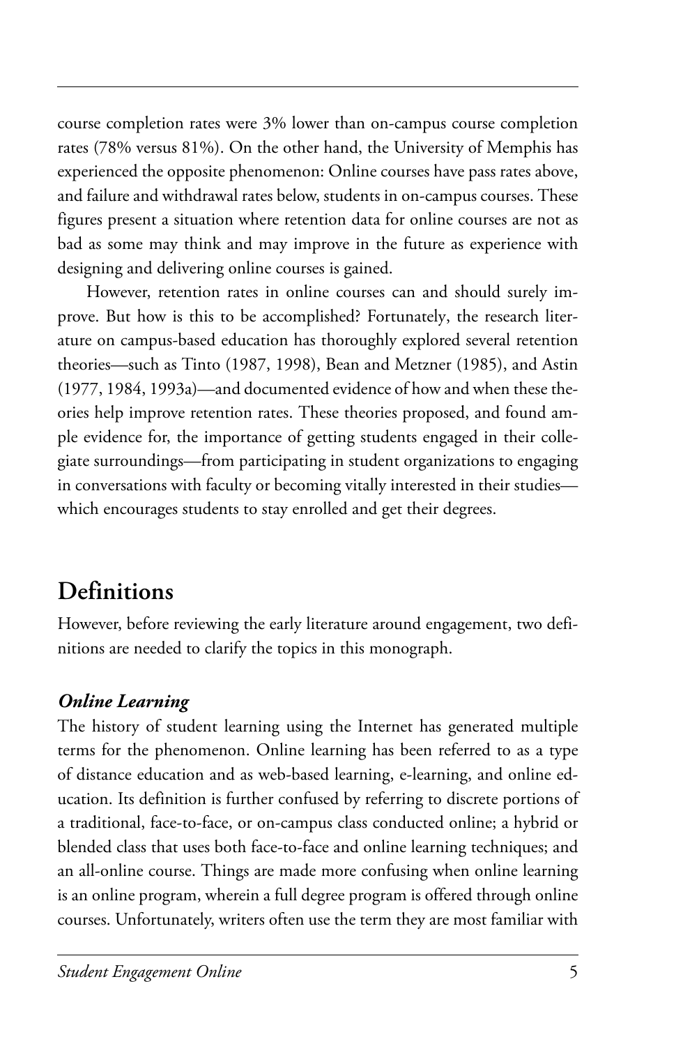course completion rates were 3% lower than on-campus course completion rates (78% versus 81%). On the other hand, the University of Memphis has experienced the opposite phenomenon: Online courses have pass rates above, and failure and withdrawal rates below, students in on-campus courses. These figures present a situation where retention data for online courses are not as bad as some may think and may improve in the future as experience with designing and delivering online courses is gained.

However, retention rates in online courses can and should surely improve. But how is this to be accomplished? Fortunately, the research literature on campus-based education has thoroughly explored several retention theories—such as Tinto (1987, 1998), Bean and Metzner (1985), and Astin (1977, 1984, 1993a)—and documented evidence of how and when these theories help improve retention rates. These theories proposed, and found ample evidence for, the importance of getting students engaged in their collegiate surroundings—from participating in student organizations to engaging in conversations with faculty or becoming vitally interested in their studies—which encourages students to stay enrolled and get their degrees.

## Definitions

However, before reviewing the early literature around engagement, two definitions are needed to clarify the topics in this monograph.

### *Online Learning*

The history of student learning using the Internet has generated multiple terms for the phenomenon. Online learning has been referred to as a type of distance education and as web-based learning, e-learning, and online education. Its definition is further confused by referring to discrete portions of a traditional, face-to-face, or on-campus class conducted online; a hybrid or blended class that uses both face-to-face and online learning techniques; and an all-online course. Things are made more confusing when online learning is an online program, wherein a full degree program is offered through online courses. Unfortunately, writers often use the term they are most familiar with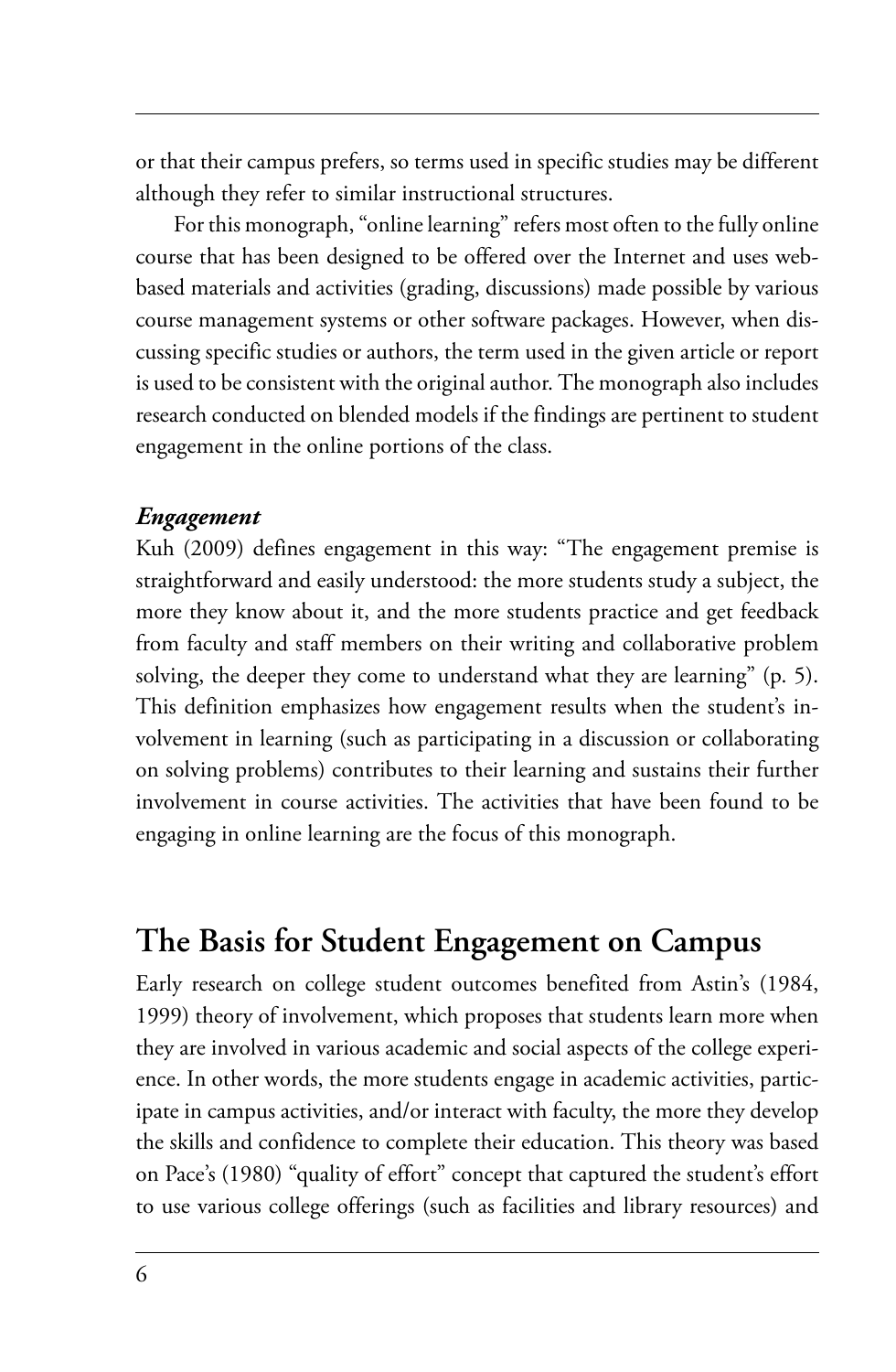or that their campus prefers, so terms used in specific studies may be different although they refer to similar instructional structures.

For this monograph, "online learning" refers most often to the fully online course that has been designed to be offered over the Internet and uses web-based materials and activities (grading, discussions) made possible by various course management systems or other software packages. However, when discussing specific studies or authors, the term used in the given article or report is used to be consistent with the original author. The monograph also includes research conducted on blended models if the findings are pertinent to student engagement in the online portions of the class.

### *Engagement*

Kuh (2009) defines engagement in this way: "The engagement premise is straightforward and easily understood: the more students study a subject, the more they know about it, and the more students practice and get feedback from faculty and staff members on their writing and collaborative problem solving, the deeper they come to understand what they are learning" (p. 5). This definition emphasizes how engagement results when the student's involvement in learning (such as participating in a discussion or collaborating on solving problems) contributes to their learning and sustains their further involvement in course activities. The activities that have been found to be engaging in online learning are the focus of this monograph.

## The Basis for Student Engagement on Campus

Early research on college student outcomes benefited from Astin's (1984, 1999) theory of involvement, which proposes that students learn more when they are involved in various academic and social aspects of the college experience. In other words, the more students engage in academic activities, participate in campus activities, and/or interact with faculty, the more they develop the skills and confidence to complete their education. This theory was based on Pace's (1980) "quality of effort" concept that captured the student's effort to use various college offerings (such as facilities and library resources) and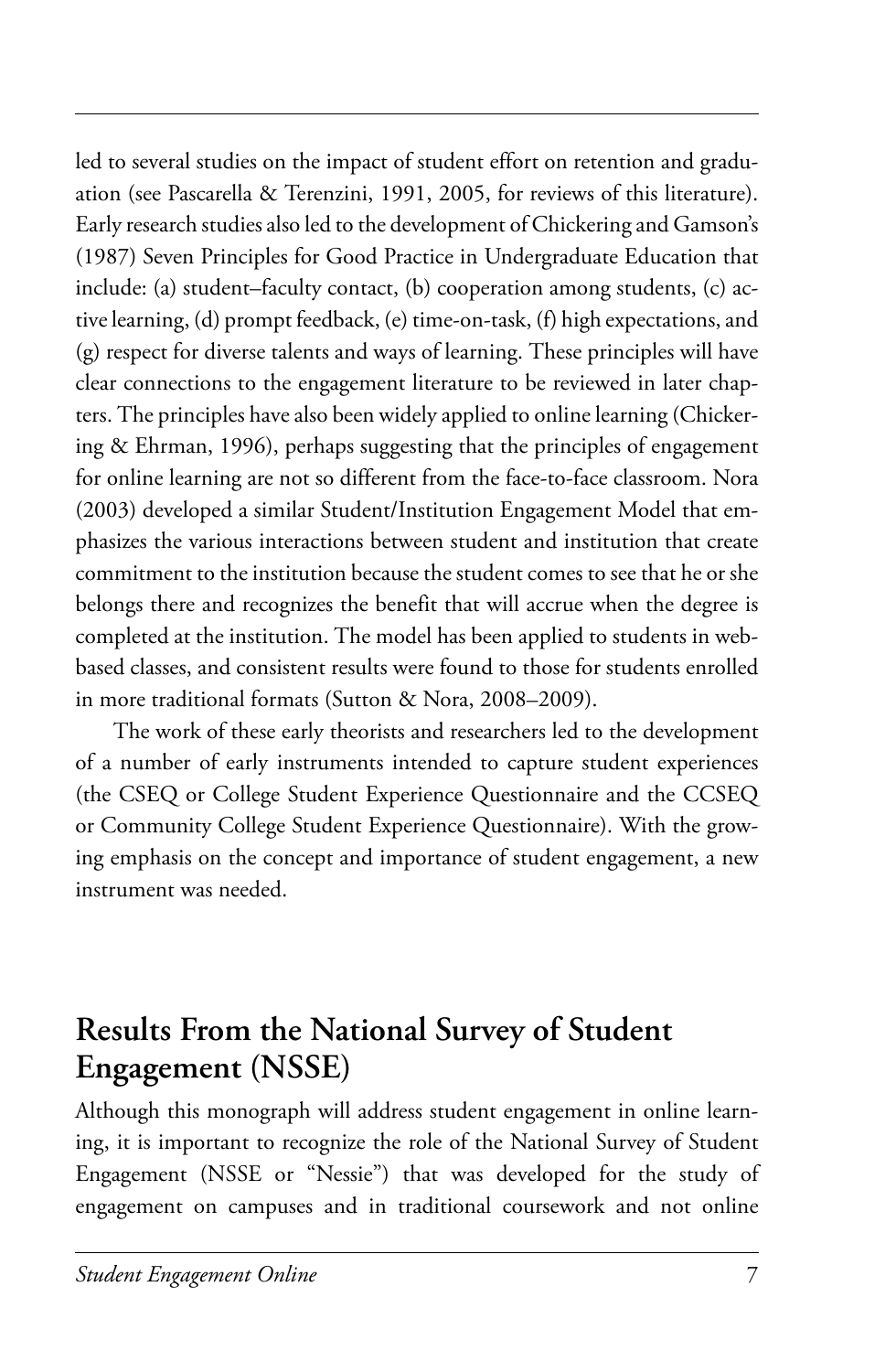led to several studies on the impact of student effort on retention and graduation (see Pascarella & Terenzini, 1991, 2005, for reviews of this literature). Early research studies also led to the development of Chickering and Gamson's (1987) Seven Principles for Good Practice in Undergraduate Education that include: (a) student–faculty contact, (b) cooperation among students, (c) active learning, (d) prompt feedback, (e) time-on-task, (f) high expectations, and (g) respect for diverse talents and ways of learning. These principles will have clear connections to the engagement literature to be reviewed in later chapters. The principles have also been widely applied to online learning (Chickering & Ehrman, 1996), perhaps suggesting that the principles of engagement for online learning are not so different from the face-to-face classroom. Nora (2003) developed a similar Student/Institution Engagement Model that emphasizes the various interactions between student and institution that create commitment to the institution because the student comes to see that he or she belongs there and recognizes the benefit that will accrue when the degree is completed at the institution. The model has been applied to students in web-based classes, and consistent results were found to those for students enrolled in more traditional formats (Sutton & Nora, 2008–2009).

The work of these early theorists and researchers led to the development of a number of early instruments intended to capture student experiences (the CSEQ or College Student Experience Questionnaire and the CCSEQ or Community College Student Experience Questionnaire). With the growing emphasis on the concept and importance of student engagement, a new instrument was needed.

## Results From the National Survey of Student Engagement (NSSE)

Although this monograph will address student engagement in online learning, it is important to recognize the role of the National Survey of Student Engagement (NSSE or "Nessie") that was developed for the study of engagement on campuses and in traditional coursework and not online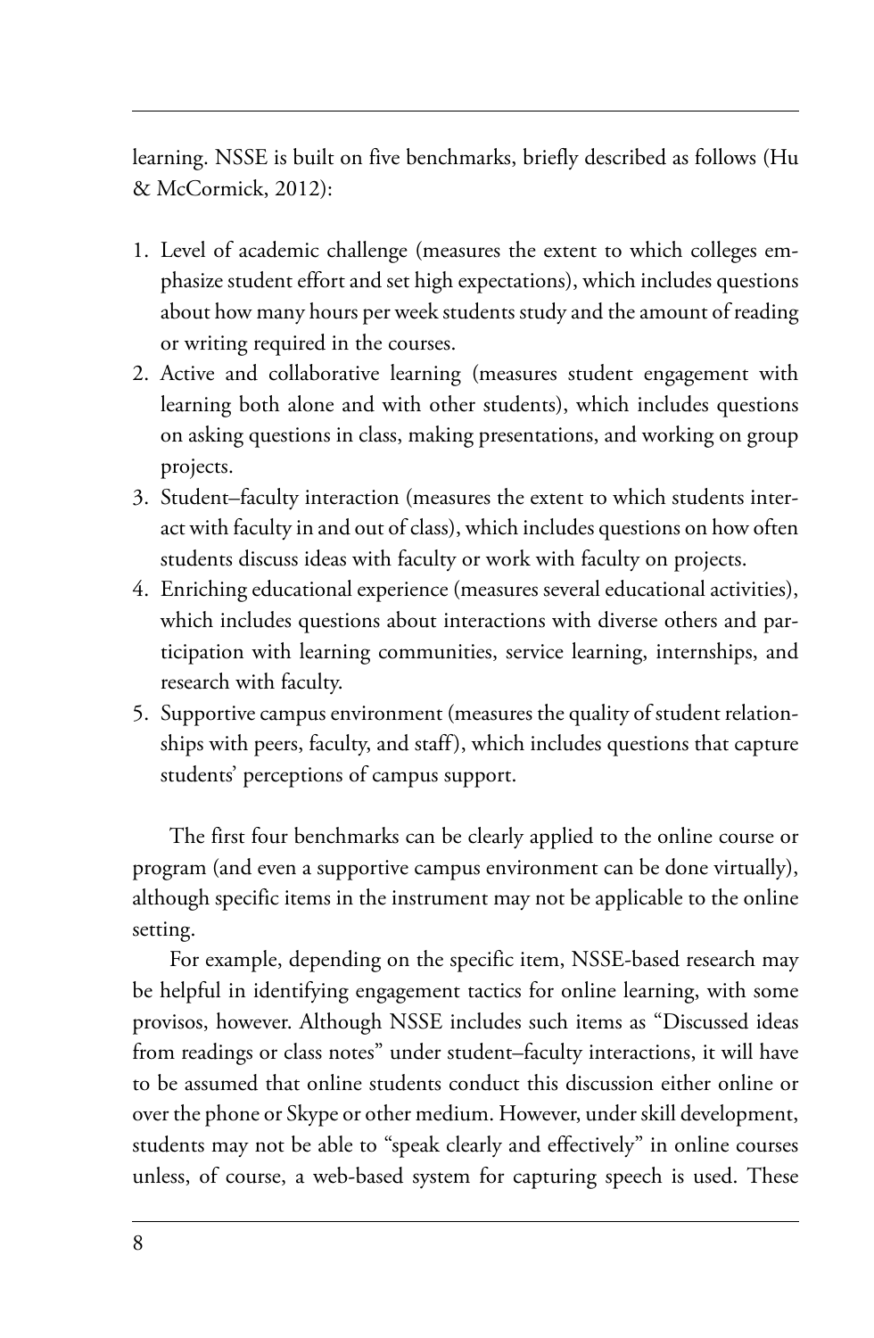learning. NSSE is built on five benchmarks, briefly described as follows (Hu & McCormick, 2012):

1. Level of academic challenge (measures the extent to which colleges emphasize student effort and set high expectations), which includes questions about how many hours per week students study and the amount of reading or writing required in the courses.
2. Active and collaborative learning (measures student engagement with learning both alone and with other students), which includes questions on asking questions in class, making presentations, and working on group projects.
3. Student–faculty interaction (measures the extent to which students interact with faculty in and out of class), which includes questions on how often students discuss ideas with faculty or work with faculty on projects.
4. Enriching educational experience (measures several educational activities), which includes questions about interactions with diverse others and participation with learning communities, service learning, internships, and research with faculty.
5. Supportive campus environment (measures the quality of student relationships with peers, faculty, and staff), which includes questions that capture students' perceptions of campus support.

The first four benchmarks can be clearly applied to the online course or program (and even a supportive campus environment can be done virtually), although specific items in the instrument may not be applicable to the online setting.

For example, depending on the specific item, NSSE-based research may be helpful in identifying engagement tactics for online learning, with some provisos, however. Although NSSE includes such items as "Discussed ideas from readings or class notes" under student–faculty interactions, it will have to be assumed that online students conduct this discussion either online or over the phone or Skype or other medium. However, under skill development, students may not be able to "speak clearly and effectively" in online courses unless, of course, a web-based system for capturing speech is used. These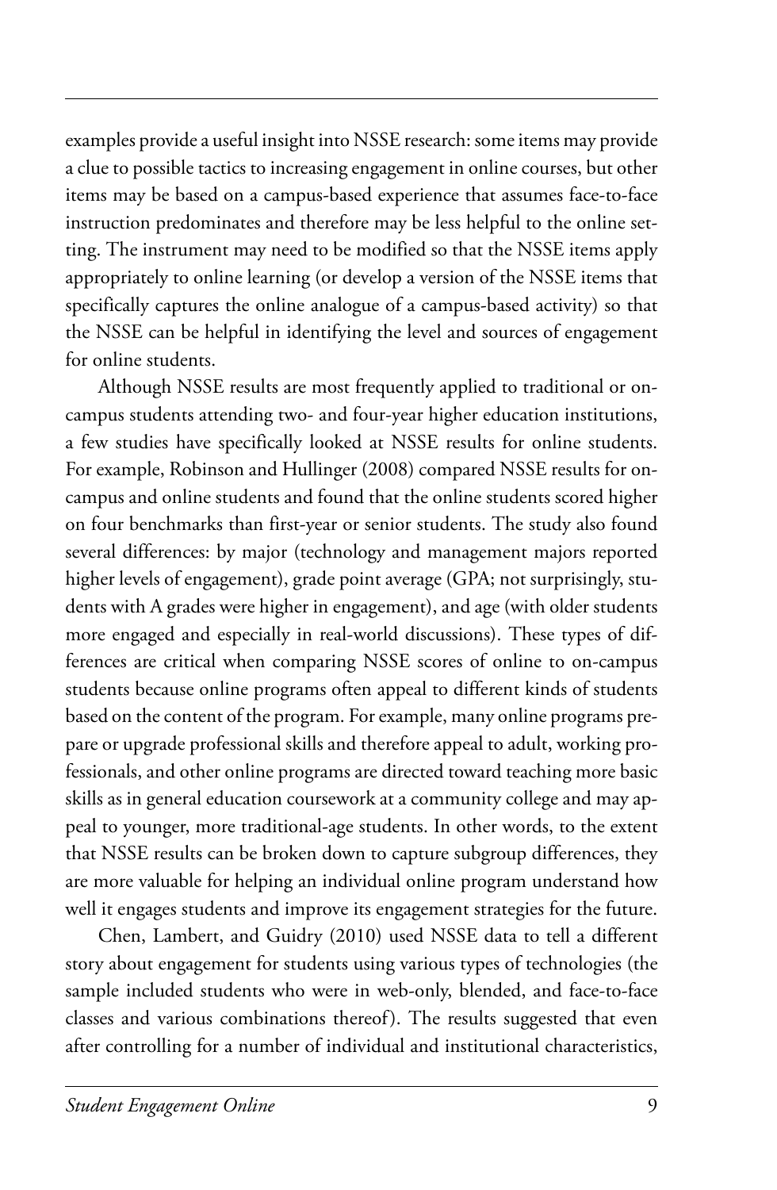examples provide a useful insight into NSSE research: some items may provide a clue to possible tactics to increasing engagement in online courses, but other items may be based on a campus-based experience that assumes face-to-face instruction predominates and therefore may be less helpful to the online setting. The instrument may need to be modified so that the NSSE items apply appropriately to online learning (or develop a version of the NSSE items that specifically captures the online analogue of a campus-based activity) so that the NSSE can be helpful in identifying the level and sources of engagement for online students.

Although NSSE results are most frequently applied to traditional or on-campus students attending two- and four-year higher education institutions, a few studies have specifically looked at NSSE results for online students. For example, Robinson and Hullinger (2008) compared NSSE results for on-campus and online students and found that the online students scored higher on four benchmarks than first-year or senior students. The study also found several differences: by major (technology and management majors reported higher levels of engagement), grade point average (GPA; not surprisingly, students with A grades were higher in engagement), and age (with older students more engaged and especially in real-world discussions). These types of differences are critical when comparing NSSE scores of online to on-campus students because online programs often appeal to different kinds of students based on the content of the program. For example, many online programs prepare or upgrade professional skills and therefore appeal to adult, working professionals, and other online programs are directed toward teaching more basic skills as in general education coursework at a community college and may appeal to younger, more traditional-age students. In other words, to the extent that NSSE results can be broken down to capture subgroup differences, they are more valuable for helping an individual online program understand how well it engages students and improve its engagement strategies for the future.

Chen, Lambert, and Guidry (2010) used NSSE data to tell a different story about engagement for students using various types of technologies (the sample included students who were in web-only, blended, and face-to-face classes and various combinations thereof). The results suggested that even after controlling for a number of individual and institutional characteristics,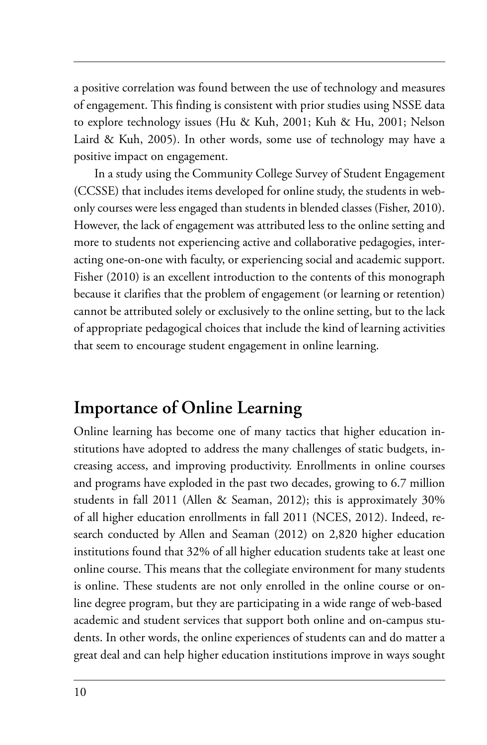a positive correlation was found between the use of technology and measures of engagement. This finding is consistent with prior studies using NSSE data to explore technology issues (Hu & Kuh, 2001; Kuh & Hu, 2001; Nelson Laird & Kuh, 2005). In other words, some use of technology may have a positive impact on engagement.

In a study using the Community College Survey of Student Engagement (CCSSE) that includes items developed for online study, the students in web-only courses were less engaged than students in blended classes (Fisher, 2010). However, the lack of engagement was attributed less to the online setting and more to students not experiencing active and collaborative pedagogies, interacting one-on-one with faculty, or experiencing social and academic support. Fisher (2010) is an excellent introduction to the contents of this monograph because it clarifies that the problem of engagement (or learning or retention) cannot be attributed solely or exclusively to the online setting, but to the lack of appropriate pedagogical choices that include the kind of learning activities that seem to encourage student engagement in online learning.

## Importance of Online Learning

Online learning has become one of many tactics that higher education institutions have adopted to address the many challenges of static budgets, increasing access, and improving productivity. Enrollments in online courses and programs have exploded in the past two decades, growing to 6.7 million students in fall 2011 (Allen & Seaman, 2012); this is approximately 30% of all higher education enrollments in fall 2011 (NCES, 2012). Indeed, research conducted by Allen and Seaman (2012) on 2,820 higher education institutions found that 32% of all higher education students take at least one online course. This means that the collegiate environment for many students is online. These students are not only enrolled in the online course or online degree program, but they are participating in a wide range of web-based academic and student services that support both online and on-campus students. In other words, the online experiences of students can and do matter a great deal and can help higher education institutions improve in ways sought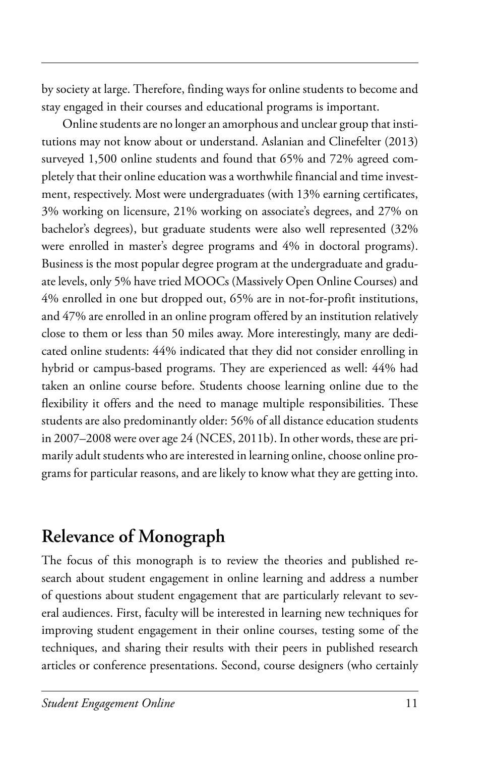by society at large. Therefore, finding ways for online students to become and stay engaged in their courses and educational programs is important.

Online students are no longer an amorphous and unclear group that institutions may not know about or understand. Aslanian and Clinefelter (2013) surveyed 1,500 online students and found that 65% and 72% agreed completely that their online education was a worthwhile financial and time investment, respectively. Most were undergraduates (with 13% earning certificates, 3% working on licensure, 21% working on associate's degrees, and 27% on bachelor's degrees), but graduate students were also well represented (32% were enrolled in master's degree programs and 4% in doctoral programs). Business is the most popular degree program at the undergraduate and graduate levels, only 5% have tried MOOCs (Massively Open Online Courses) and 4% enrolled in one but dropped out, 65% are in not-for-profit institutions, and 47% are enrolled in an online program offered by an institution relatively close to them or less than 50 miles away. More interestingly, many are dedicated online students: 44% indicated that they did not consider enrolling in hybrid or campus-based programs. They are experienced as well: 44% had taken an online course before. Students choose learning online due to the flexibility it offers and the need to manage multiple responsibilities. These students are also predominantly older: 56% of all distance education students in 2007–2008 were over age 24 (NCES, 2011b). In other words, these are primarily adult students who are interested in learning online, choose online programs for particular reasons, and are likely to know what they are getting into.

## Relevance of Monograph

The focus of this monograph is to review the theories and published research about student engagement in online learning and address a number of questions about student engagement that are particularly relevant to several audiences. First, faculty will be interested in learning new techniques for improving student engagement in their online courses, testing some of the techniques, and sharing their results with their peers in published research articles or conference presentations. Second, course designers (who certainly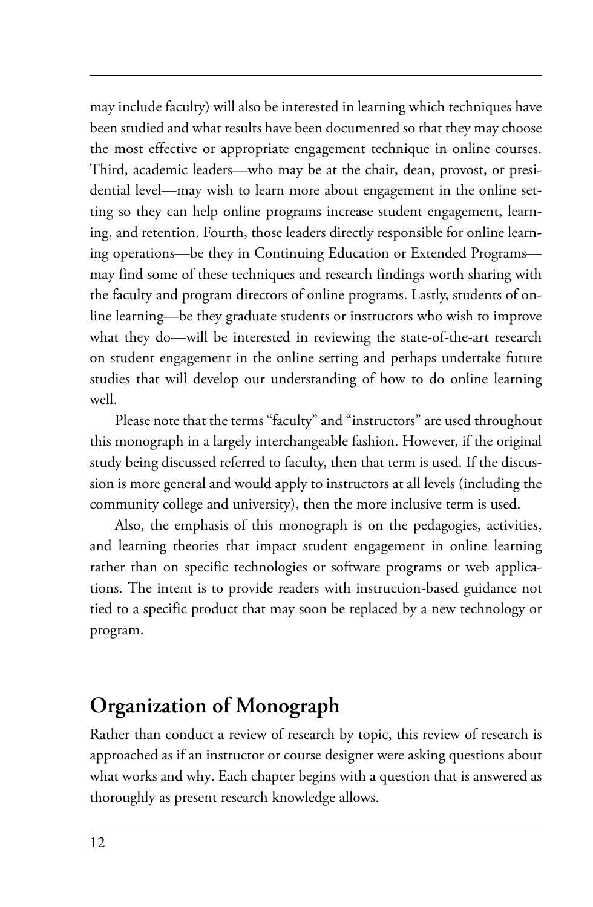may include faculty) will also be interested in learning which techniques have been studied and what results have been documented so that they may choose the most effective or appropriate engagement technique in online courses. Third, academic leaders—who may be at the chair, dean, provost, or presidential level—may wish to learn more about engagement in the online setting so they can help online programs increase student engagement, learning, and retention. Fourth, those leaders directly responsible for online learning operations—be they in Continuing Education or Extended Programs—may find some of these techniques and research findings worth sharing with the faculty and program directors of online programs. Lastly, students of online learning—be they graduate students or instructors who wish to improve what they do—will be interested in reviewing the state-of-the-art research on student engagement in the online setting and perhaps undertake future studies that will develop our understanding of how to do online learning well.

Please note that the terms "faculty" and "instructors" are used throughout this monograph in a largely interchangeable fashion. However, if the original study being discussed referred to faculty, then that term is used. If the discussion is more general and would apply to instructors at all levels (including the community college and university), then the more inclusive term is used.

Also, the emphasis of this monograph is on the pedagogies, activities, and learning theories that impact student engagement in online learning rather than on specific technologies or software programs or web applications. The intent is to provide readers with instruction-based guidance not tied to a specific product that may soon be replaced by a new technology or program.

## Organization of Monograph

Rather than conduct a review of research by topic, this review of research is approached as if an instructor or course designer were asking questions about what works and why. Each chapter begins with a question that is answered as thoroughly as present research knowledge allows.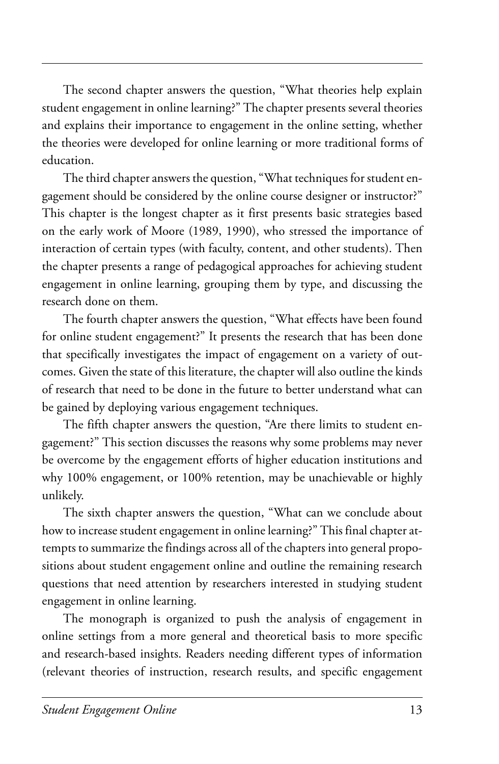The second chapter answers the question, "What theories help explain student engagement in online learning?" The chapter presents several theories and explains their importance to engagement in the online setting, whether the theories were developed for online learning or more traditional forms of education.

The third chapter answers the question, "What techniques for student engagement should be considered by the online course designer or instructor?" This chapter is the longest chapter as it first presents basic strategies based on the early work of Moore (1989, 1990), who stressed the importance of interaction of certain types (with faculty, content, and other students). Then the chapter presents a range of pedagogical approaches for achieving student engagement in online learning, grouping them by type, and discussing the research done on them.

The fourth chapter answers the question, "What effects have been found for online student engagement?" It presents the research that has been done that specifically investigates the impact of engagement on a variety of outcomes. Given the state of this literature, the chapter will also outline the kinds of research that need to be done in the future to better understand what can be gained by deploying various engagement techniques.

The fifth chapter answers the question, "Are there limits to student engagement?" This section discusses the reasons why some problems may never be overcome by the engagement efforts of higher education institutions and why 100% engagement, or 100% retention, may be unachievable or highly unlikely.

The sixth chapter answers the question, "What can we conclude about how to increase student engagement in online learning?" This final chapter attempts to summarize the findings across all of the chapters into general propositions about student engagement online and outline the remaining research questions that need attention by researchers interested in studying student engagement in online learning.

The monograph is organized to push the analysis of engagement in online settings from a more general and theoretical basis to more specific and research-based insights. Readers needing different types of information (relevant theories of instruction, research results, and specific engagement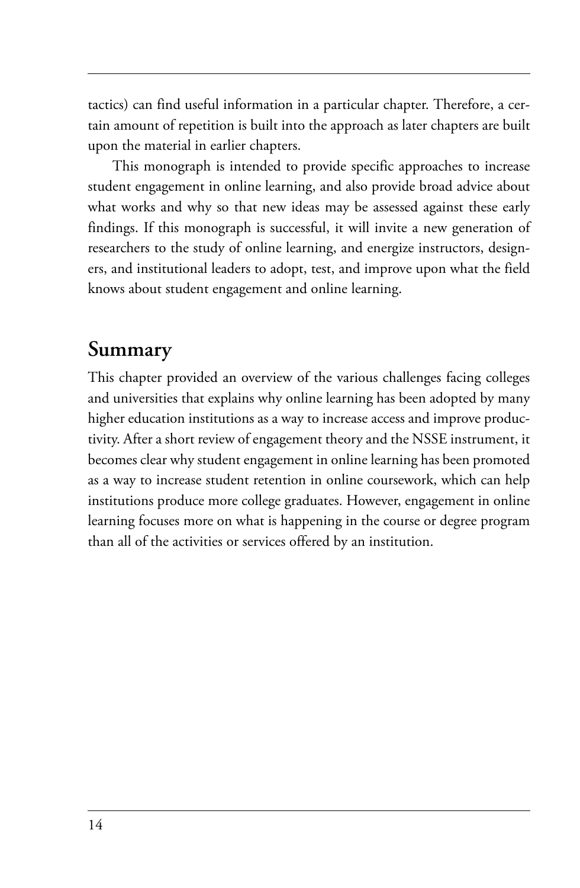tactics) can find useful information in a particular chapter. Therefore, a certain amount of repetition is built into the approach as later chapters are built upon the material in earlier chapters.

This monograph is intended to provide specific approaches to increase student engagement in online learning, and also provide broad advice about what works and why so that new ideas may be assessed against these early findings. If this monograph is successful, it will invite a new generation of researchers to the study of online learning, and energize instructors, designers, and institutional leaders to adopt, test, and improve upon what the field knows about student engagement and online learning.

## Summary

This chapter provided an overview of the various challenges facing colleges and universities that explains why online learning has been adopted by many higher education institutions as a way to increase access and improve productivity. After a short review of engagement theory and the NSSE instrument, it becomes clear why student engagement in online learning has been promoted as a way to increase student retention in online coursework, which can help institutions produce more college graduates. However, engagement in online learning focuses more on what is happening in the course or degree program than all of the activities or services offered by an institution.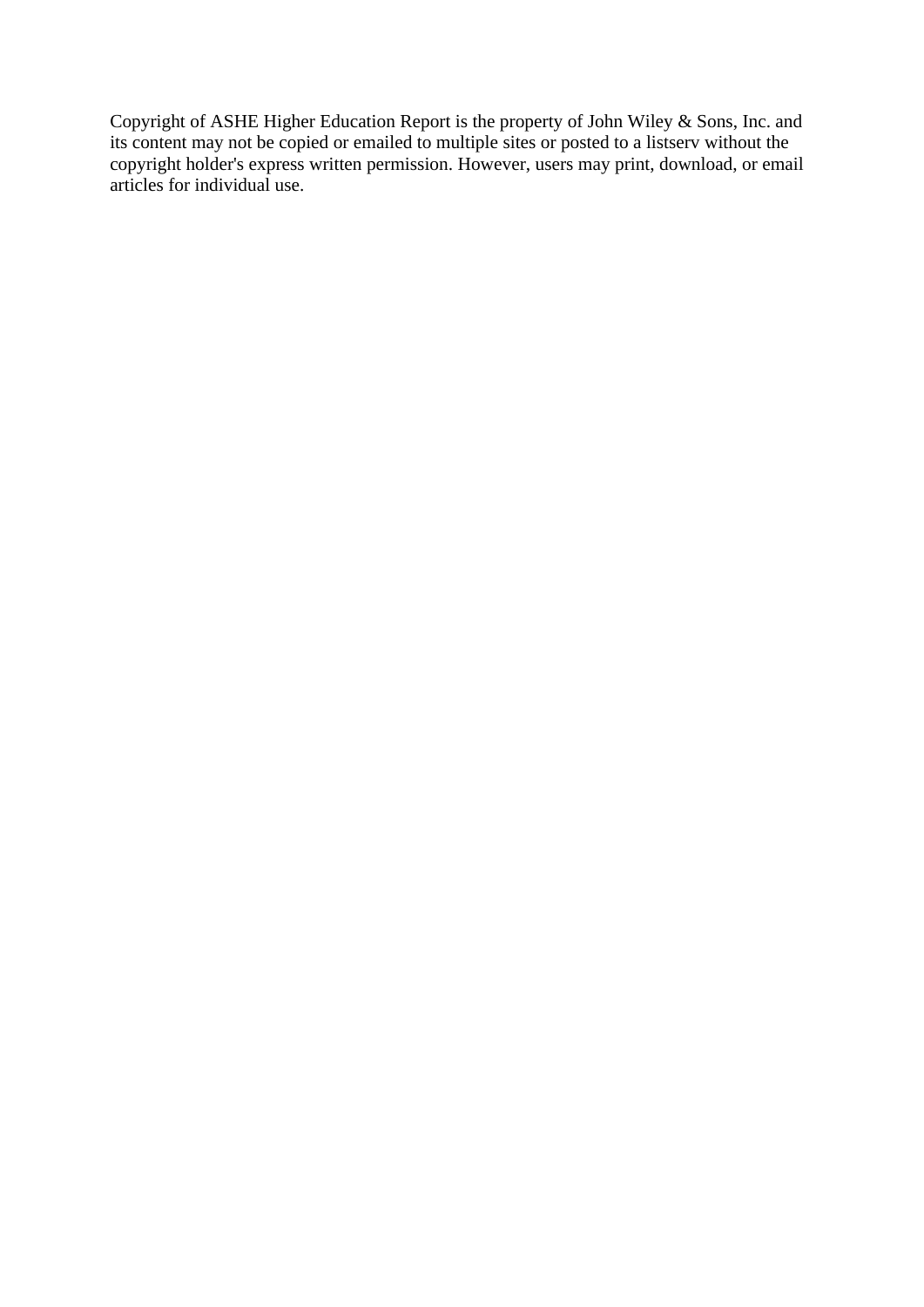Copyright of ASHE Higher Education Report is the property of John Wiley & Sons, Inc. and its content may not be copied or emailed to multiple sites or posted to a listserv without the copyright holder's express written permission. However, users may print, download, or email articles for individual use.